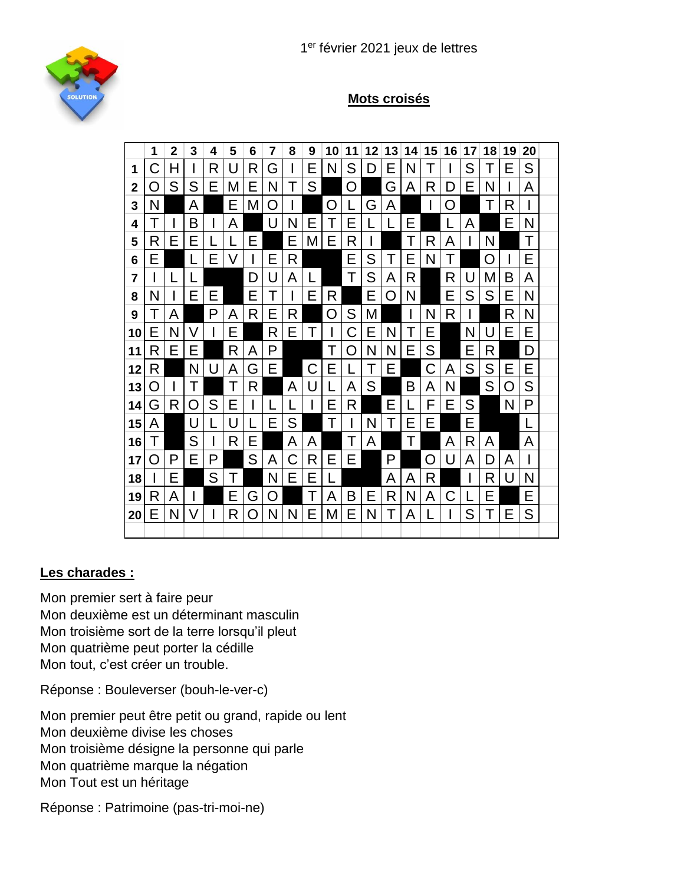1er février 2021 jeux de lettres

## Mots croisés

| | 1 | 2 | 3 | 4 | 5 | 6 | 7 | 8 | 9 | 10 | 11 | 12 | 13 | 14 | 15 | 16 | 17 | 18 | 19 | 20 |
|---|---|---|---|---|---|---|---|---|---|---|---|---|---|---|---|---|---|---|---|---|
| **1** | C | H | I | R | U | R | G | I | E | N | S | D | E | N | T | I | S | T | E | S |
| **2** | O | S | S | E | M | E | N | T | S | | O | | G | A | R | D | E | N | I | A |
| **3** | N | | A | | E | M | O | I | | O | L | G | A | | I | O | | T | R | I |
| **4** | T | I | B | I | A | | U | N | E | T | E | L | L | E | | L | A | | E | N |
| **5** | R | E | E | L | L | E | | E | M | E | R | I | | T | R | A | I | N | | T |
| **6** | E | | L | E | V | I | E | R | | | E | S | T | E | N | T | | O | I | E |
| **7** | I | L | L | | | D | U | A | L | | T | S | A | R | | R | U | M | B | A |
| **8** | N | I | E | E | | E | T | I | E | R | | E | O | N | | E | S | S | E | N |
| **9** | T | A | | P | A | R | E | R | | O | S | M | | I | N | R | I | | R | N |
| **10** | E | N | V | I | E | | R | E | T | I | C | E | N | T | E | | N | U | E | E |
| **11** | R | E | E | | R | A | P | | | T | O | N | N | E | S | | E | R | | D |
| **12** | R | | N | U | A | G | E | | C | E | L | T | E | | C | A | S | S | E | E |
| **13** | O | I | T | | T | R | | A | U | L | A | S | | B | A | N | | S | O | S |
| **14** | G | R | O | S | E | I | L | L | I | E | R | | E | L | F | E | S | | N | P |
| **15** | A | | U | L | U | L | E | S | | T | I | N | T | E | E | | E | | | L |
| **16** | T | | S | I | R | E | | A | A | | T | A | | T | | A | R | A | | A |
| **17** | O | P | E | P | | S | A | C | R | E | E | | P | | O | U | A | D | A | I |
| **18** | I | E | | S | T | | N | E | E | L | | | A | A | R | | I | R | U | N |
| **19** | R | A | I | | E | G | O | | T | A | B | E | R | N | A | C | L | E | | E |
| **20** | E | N | V | I | R | O | N | N | E | M | E | N | T | A | L | I | S | T | E | S |

## Les charades :

Mon premier sert à faire peur
Mon deuxième est un déterminant masculin
Mon troisième sort de la terre lorsqu'il pleut
Mon quatrième peut porter la cédille
Mon tout, c'est créer un trouble.

Réponse : Bouleverser (bouh-le-ver-c)

Mon premier peut être petit ou grand, rapide ou lent
Mon deuxième divise les choses
Mon troisième désigne la personne qui parle
Mon quatrième marque la négation
Mon Tout est un héritage

Réponse : Patrimoine (pas-tri-moi-ne)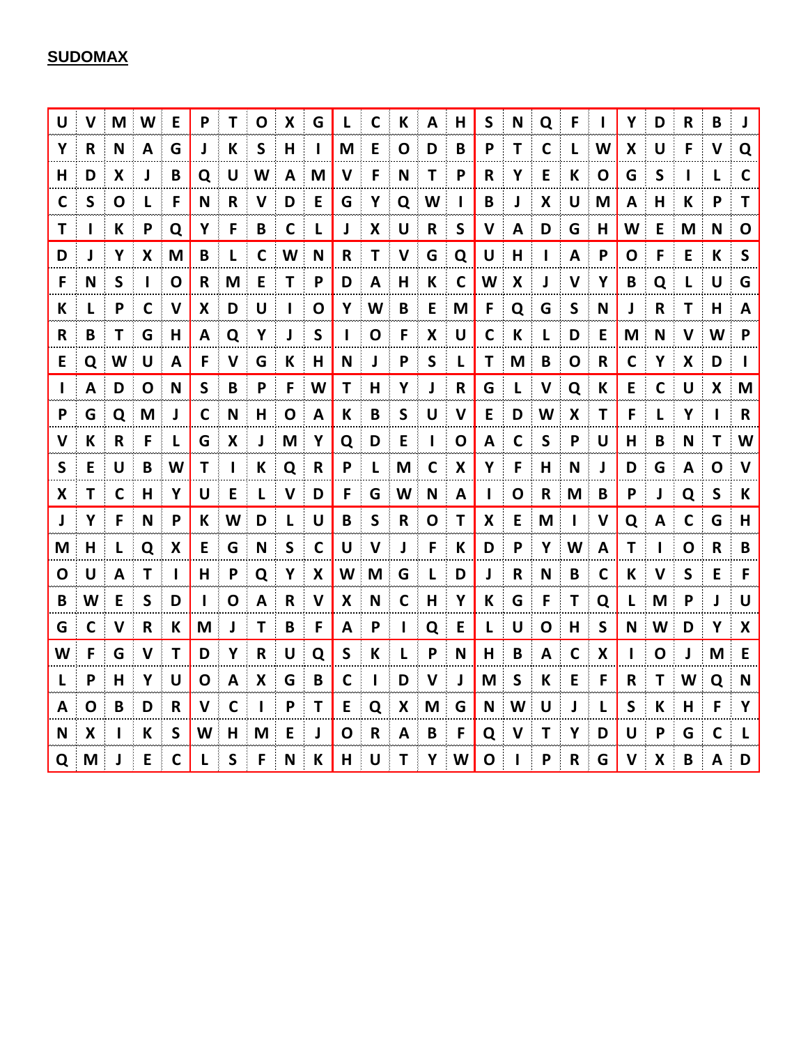**SUDOMAX**

| | | | | | | | | | | | | | | | | | | | | | | | | |
|---|---|---|---|---|---|---|---|---|---|---|---|---|---|---|---|---|---|---|---|---|---|---|---|---|
| U | V | M | W | E | P | T | O | X | G | L | C | K | A | H | S | N | Q | F | I | Y | D | R | B | J |
| Y | R | N | A | G | J | K | S | H | I | M | E | O | D | B | P | T | C | L | W | X | U | F | V | Q |
| H | D | X | J | B | Q | U | W | A | M | V | F | N | T | P | R | Y | E | K | O | G | S | I | L | C |
| C | S | O | L | F | N | R | V | D | E | G | Y | Q | W | I | B | J | X | U | M | A | H | K | P | T |
| T | I | K | P | Q | Y | F | B | C | L | J | X | U | R | S | V | A | D | G | H | W | E | M | N | O |
| D | J | Y | X | M | B | L | C | W | N | R | T | V | G | Q | U | H | I | A | P | O | F | E | K | S |
| F | N | S | I | O | R | M | E | T | P | D | A | H | K | C | W | X | J | V | Y | B | Q | L | U | G |
| K | L | P | C | V | X | D | U | I | O | Y | W | B | E | M | F | Q | G | S | N | J | R | T | H | A |
| R | B | T | G | H | A | Q | Y | J | S | I | O | F | X | U | C | K | L | D | E | M | N | V | W | P |
| E | Q | W | U | A | F | V | G | K | H | N | J | P | S | L | T | M | B | O | R | C | Y | X | D | I |
| I | A | D | O | N | S | B | P | F | W | T | H | Y | J | R | G | L | V | Q | K | E | C | U | X | M |
| P | G | Q | M | J | C | N | H | O | A | K | B | S | U | V | E | D | W | X | T | F | L | Y | I | R |
| V | K | R | F | L | G | X | J | M | Y | Q | D | E | I | O | A | C | S | P | U | H | B | N | T | W |
| S | E | U | B | W | T | I | K | Q | R | P | L | M | C | X | Y | F | H | N | J | D | G | A | O | V |
| X | T | C | H | Y | U | E | L | V | D | F | G | W | N | A | I | O | R | M | B | P | J | Q | S | K |
| J | Y | F | N | P | K | W | D | L | U | B | S | R | O | T | X | E | M | I | V | Q | A | C | G | H |
| M | H | L | Q | X | E | G | N | S | C | U | V | J | F | K | D | P | Y | W | A | T | I | O | R | B |
| O | U | A | T | I | H | P | Q | Y | X | W | M | G | L | D | J | R | N | B | C | K | V | S | E | F |
| B | W | E | S | D | I | O | A | R | V | X | N | C | H | Y | K | G | F | T | Q | L | M | P | J | U |
| G | C | V | R | K | M | J | T | B | F | A | P | I | Q | E | L | U | O | H | S | N | W | D | Y | X |
| W | F | G | V | T | D | Y | R | U | Q | S | K | L | P | N | H | B | A | C | X | I | O | J | M | E |
| L | P | H | Y | U | O | A | X | G | B | C | I | D | V | J | M | S | K | E | F | R | T | W | Q | N |
| A | O | B | D | R | V | C | I | P | T | E | Q | X | M | G | N | W | U | J | L | S | K | H | F | Y |
| N | X | I | K | S | W | H | M | E | J | O | R | A | B | F | Q | V | T | Y | D | U | P | G | C | L |
| Q | M | J | E | C | L | S | F | N | K | H | U | T | Y | W | O | I | P | R | G | V | X | B | A | D |